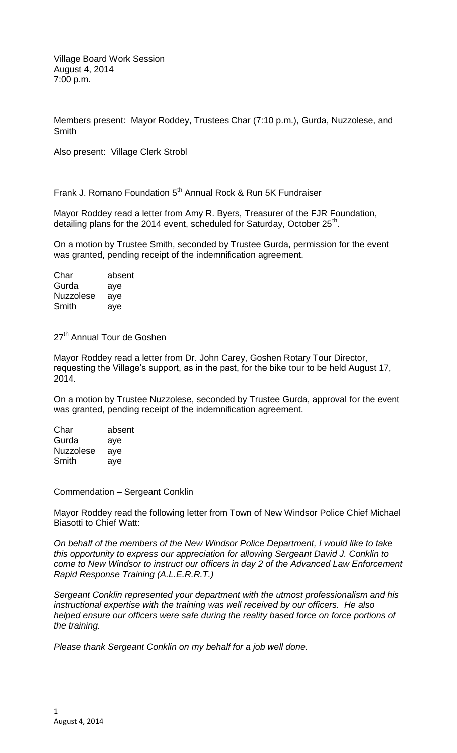Village Board Work Session
August 4, 2014
7:00 p.m.

Members present: Mayor Roddey, Trustees Char (7:10 p.m.), Gurda, Nuzzolese, and Smith

Also present: Village Clerk Strobl

Frank J. Romano Foundation 5th Annual Rock & Run 5K Fundraiser

Mayor Roddey read a letter from Amy R. Byers, Treasurer of the FJR Foundation, detailing plans for the 2014 event, scheduled for Saturday, October 25th.

On a motion by Trustee Smith, seconded by Trustee Gurda, permission for the event was granted, pending receipt of the indemnification agreement.

| | |
|---|---|
| Char | absent |
| Gurda | aye |
| Nuzzolese | aye |
| Smith | aye |

27th Annual Tour de Goshen

Mayor Roddey read a letter from Dr. John Carey, Goshen Rotary Tour Director, requesting the Village's support, as in the past, for the bike tour to be held August 17, 2014.

On a motion by Trustee Nuzzolese, seconded by Trustee Gurda, approval for the event was granted, pending receipt of the indemnification agreement.

| | |
|---|---|
| Char | absent |
| Gurda | aye |
| Nuzzolese | aye |
| Smith | aye |

Commendation – Sergeant Conklin

Mayor Roddey read the following letter from Town of New Windsor Police Chief Michael Biasotti to Chief Watt:

*On behalf of the members of the New Windsor Police Department, I would like to take this opportunity to express our appreciation for allowing Sergeant David J. Conklin to come to New Windsor to instruct our officers in day 2 of the Advanced Law Enforcement Rapid Response Training (A.L.E.R.R.T.)*

*Sergeant Conklin represented your department with the utmost professionalism and his instructional expertise with the training was well received by our officers. He also helped ensure our officers were safe during the reality based force on force portions of the training.*

*Please thank Sergeant Conklin on my behalf for a job well done.*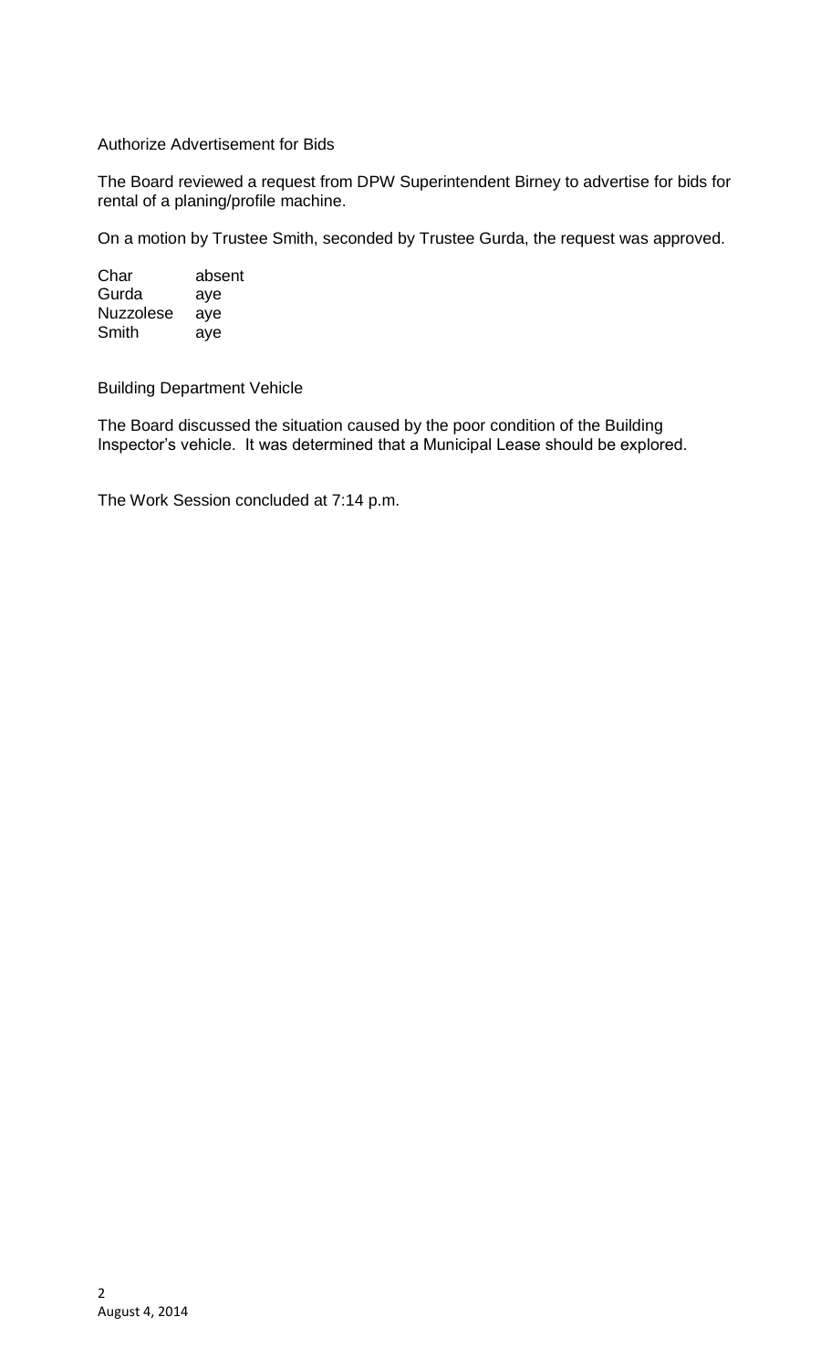Authorize Advertisement for Bids

The Board reviewed a request from DPW Superintendent Birney to advertise for bids for rental of a planing/profile machine.

On a motion by Trustee Smith, seconded by Trustee Gurda, the request was approved.

| | |
|---|---|
| Char | absent |
| Gurda | aye |
| Nuzzolese | aye |
| Smith | aye |

Building Department Vehicle

The Board discussed the situation caused by the poor condition of the Building Inspector's vehicle. It was determined that a Municipal Lease should be explored.

The Work Session concluded at 7:14 p.m.